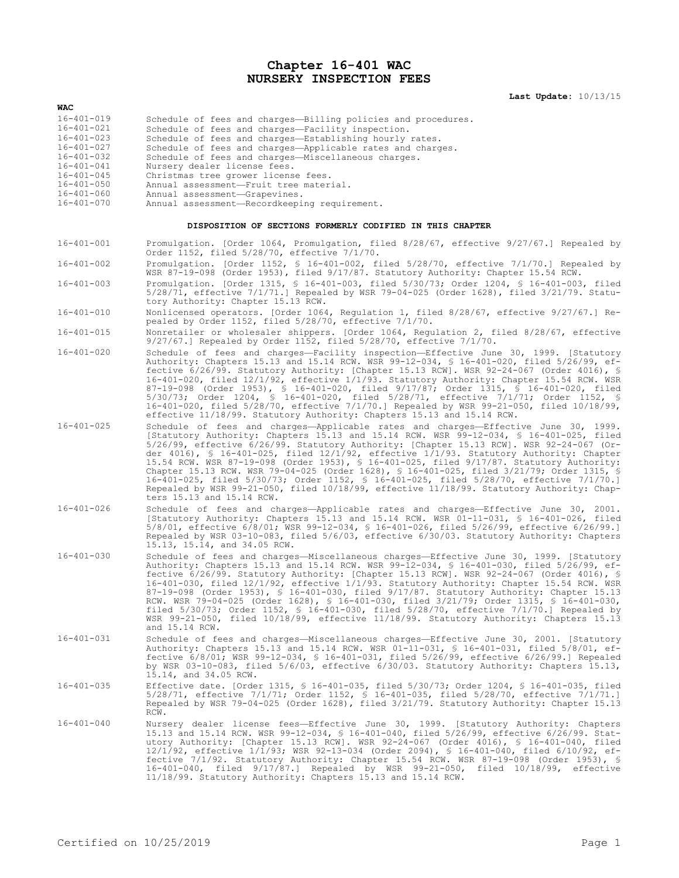# Chapter 16-401 WAC
# NURSERY INSPECTION FEES

**Last Update:** 10/13/15

**WAC**

| | |
|---|---|
| 16-401-019 | Schedule of fees and charges—Billing policies and procedures. |
| 16-401-021 | Schedule of fees and charges—Facility inspection. |
| 16-401-023 | Schedule of fees and charges—Establishing hourly rates. |
| 16-401-027 | Schedule of fees and charges—Applicable rates and charges. |
| 16-401-032 | Schedule of fees and charges—Miscellaneous charges. |
| 16-401-041 | Nursery dealer license fees. |
| 16-401-045 | Christmas tree grower license fees. |
| 16-401-050 | Annual assessment—Fruit tree material. |
| 16-401-060 | Annual assessment—Grapevines. |
| 16-401-070 | Annual assessment—Recordkeeping requirement. |

**DISPOSITION OF SECTIONS FORMERLY CODIFIED IN THIS CHAPTER**

| | |
|---|---|
| 16-401-001 | Promulgation. [Order 1064, Promulgation, filed 8/28/67, effective 9/27/67.] Repealed by Order 1152, filed 5/28/70, effective 7/1/70. |
| 16-401-002 | Promulgation. [Order 1152, § 16-401-002, filed 5/28/70, effective 7/1/70.] Repealed by WSR 87-19-098 (Order 1953), filed 9/17/87. Statutory Authority: Chapter 15.54 RCW. |
| 16-401-003 | Promulgation. [Order 1315, § 16-401-003, filed 5/30/73; Order 1204, § 16-401-003, filed 5/28/71, effective 7/1/71.] Repealed by WSR 79-04-025 (Order 1628), filed 3/21/79. Statutory Authority: Chapter 15.13 RCW. |
| 16-401-010 | Nonlicensed operators. [Order 1064, Regulation 1, filed 8/28/67, effective 9/27/67.] Repealed by Order 1152, filed 5/28/70, effective 7/1/70. |
| 16-401-015 | Nonretailer or wholesaler shippers. [Order 1064, Regulation 2, filed 8/28/67, effective 9/27/67.] Repealed by Order 1152, filed 5/28/70, effective 7/1/70. |
| 16-401-020 | Schedule of fees and charges—Facility inspection—Effective June 30, 1999. [Statutory Authority: Chapters 15.13 and 15.14 RCW. WSR 99-12-034, § 16-401-020, filed 5/26/99, effective 6/26/99. Statutory Authority: [Chapter 15.13 RCW]. WSR 92-24-067 (Order 4016), § 16-401-020, filed 12/1/92, effective 1/1/93. Statutory Authority: Chapter 15.54 RCW. WSR 87-19-098 (Order 1953), § 16-401-020, filed 9/17/87; Order 1315, § 16-401-020, filed 5/30/73; Order 1204, § 16-401-020, filed 5/28/71, effective 7/1/71; Order 1152, § 16-401-020, filed 5/28/70, effective 7/1/70.] Repealed by WSR 99-21-050, filed 10/18/99, effective 11/18/99. Statutory Authority: Chapters 15.13 and 15.14 RCW. |
| 16-401-025 | Schedule of fees and charges—Applicable rates and charges—Effective June 30, 1999. [Statutory Authority: Chapters 15.13 and 15.14 RCW. WSR 99-12-034, § 16-401-025, filed 5/26/99, effective 6/26/99. Statutory Authority: [Chapter 15.13 RCW]. WSR 92-24-067 (Order 4016), § 16-401-025, filed 12/1/92, effective 1/1/93. Statutory Authority: Chapter 15.54 RCW. WSR 87-19-098 (Order 1953), § 16-401-025, filed 9/17/87. Statutory Authority: Chapter 15.13 RCW. WSR 79-04-025 (Order 1628), § 16-401-025, filed 3/21/79; Order 1315, § 16-401-025, filed 5/30/73; Order 1152, § 16-401-025, filed 5/28/70, effective 7/1/70.] Repealed by WSR 99-21-050, filed 10/18/99, effective 11/18/99. Statutory Authority: Chapters 15.13 and 15.14 RCW. |
| 16-401-026 | Schedule of fees and charges—Applicable rates and charges—Effective June 30, 2001. [Statutory Authority: Chapters 15.13 and 15.14 RCW. WSR 01-11-031, § 16-401-026, filed 5/8/01, effective 6/8/01; WSR 99-12-034, § 16-401-026, filed 5/26/99, effective 6/26/99.] Repealed by WSR 03-10-083, filed 5/6/03, effective 6/30/03. Statutory Authority: Chapters 15.13, 15.14, and 34.05 RCW. |
| 16-401-030 | Schedule of fees and charges—Miscellaneous charges—Effective June 30, 1999. [Statutory Authority: Chapters 15.13 and 15.14 RCW. WSR 99-12-034, § 16-401-030, filed 5/26/99, effective 6/26/99. Statutory Authority: [Chapter 15.13 RCW]. WSR 92-24-067 (Order 4016), § 16-401-030, filed 12/1/92, effective 1/1/93. Statutory Authority: Chapter 15.54 RCW. WSR 87-19-098 (Order 1953), § 16-401-030, filed 9/17/87. Statutory Authority: Chapter 15.13 RCW. WSR 79-04-025 (Order 1628), § 16-401-030, filed 3/21/79; Order 1315, § 16-401-030, filed 5/30/73; Order 1152, § 16-401-030, filed 5/28/70, effective 7/1/70.] Repealed by WSR 99-21-050, filed 10/18/99, effective 11/18/99. Statutory Authority: Chapters 15.13 and 15.14 RCW. |
| 16-401-031 | Schedule of fees and charges—Miscellaneous charges—Effective June 30, 2001. [Statutory Authority: Chapters 15.13 and 15.14 RCW. WSR 01-11-031, § 16-401-031, filed 5/8/01, effective 6/8/01; WSR 99-12-034, § 16-401-031, filed 5/26/99, effective 6/26/99.] Repealed by WSR 03-10-083, filed 5/6/03, effective 6/30/03. Statutory Authority: Chapters 15.13, 15.14, and 34.05 RCW. |
| 16-401-035 | Effective date. [Order 1315, § 16-401-035, filed 5/30/73; Order 1204, § 16-401-035, filed 5/28/71, effective 7/1/71; Order 1152, § 16-401-035, filed 5/28/70, effective 7/1/71.] Repealed by WSR 79-04-025 (Order 1628), filed 3/21/79. Statutory Authority: Chapter 15.13 RCW. |
| 16-401-040 | Nursery dealer license fees—Effective June 30, 1999. [Statutory Authority: Chapters 15.13 and 15.14 RCW. WSR 99-12-034, § 16-401-040, filed 5/26/99, effective 6/26/99. Statutory Authority: [Chapter 15.13 RCW]. WSR 92-24-067 (Order 4016), § 16-401-040, filed 12/1/92, effective 1/1/93; WSR 92-13-034 (Order 2094), § 16-401-040, filed 6/10/92, effective 7/1/92. Statutory Authority: Chapter 15.54 RCW. WSR 87-19-098 (Order 1953), § 16-401-040, filed 9/17/87.] Repealed by WSR 99-21-050, filed 10/18/99, effective 11/18/99. Statutory Authority: Chapters 15.13 and 15.14 RCW. |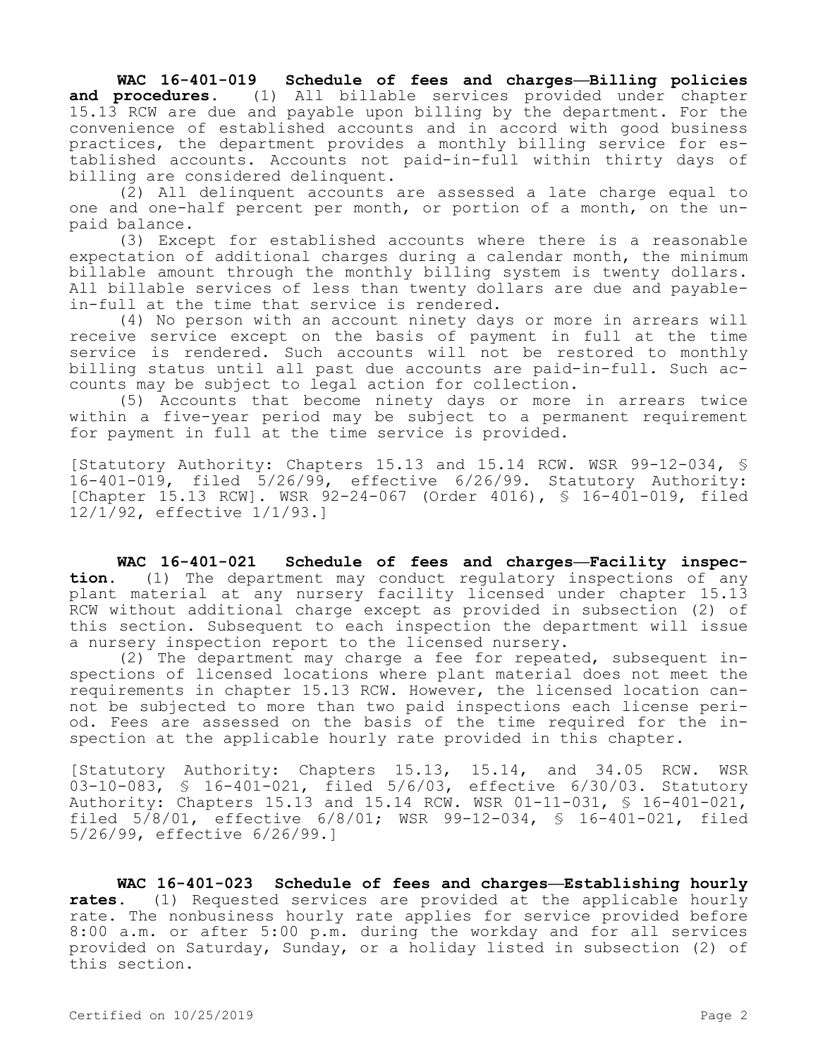**WAC 16-401-019 Schedule of fees and charges—Billing policies and procedures.** (1) All billable services provided under chapter 15.13 RCW are due and payable upon billing by the department. For the convenience of established accounts and in accord with good business practices, the department provides a monthly billing service for established accounts. Accounts not paid-in-full within thirty days of billing are considered delinquent.

(2) All delinquent accounts are assessed a late charge equal to one and one-half percent per month, or portion of a month, on the unpaid balance.

(3) Except for established accounts where there is a reasonable expectation of additional charges during a calendar month, the minimum billable amount through the monthly billing system is twenty dollars. All billable services of less than twenty dollars are due and payable-in-full at the time that service is rendered.

(4) No person with an account ninety days or more in arrears will receive service except on the basis of payment in full at the time service is rendered. Such accounts will not be restored to monthly billing status until all past due accounts are paid-in-full. Such accounts may be subject to legal action for collection.

(5) Accounts that become ninety days or more in arrears twice within a five-year period may be subject to a permanent requirement for payment in full at the time service is provided.

[Statutory Authority: Chapters 15.13 and 15.14 RCW. WSR 99-12-034, § 16-401-019, filed 5/26/99, effective 6/26/99. Statutory Authority: [Chapter 15.13 RCW]. WSR 92-24-067 (Order 4016), § 16-401-019, filed 12/1/92, effective 1/1/93.]

**WAC 16-401-021 Schedule of fees and charges—Facility inspection.** (1) The department may conduct regulatory inspections of any plant material at any nursery facility licensed under chapter 15.13 RCW without additional charge except as provided in subsection (2) of this section. Subsequent to each inspection the department will issue a nursery inspection report to the licensed nursery.

(2) The department may charge a fee for repeated, subsequent inspections of licensed locations where plant material does not meet the requirements in chapter 15.13 RCW. However, the licensed location cannot be subjected to more than two paid inspections each license period. Fees are assessed on the basis of the time required for the inspection at the applicable hourly rate provided in this chapter.

[Statutory Authority: Chapters 15.13, 15.14, and 34.05 RCW. WSR 03-10-083, § 16-401-021, filed 5/6/03, effective 6/30/03. Statutory Authority: Chapters 15.13 and 15.14 RCW. WSR 01-11-031, § 16-401-021, filed 5/8/01, effective 6/8/01; WSR 99-12-034, § 16-401-021, filed 5/26/99, effective 6/26/99.]

**WAC 16-401-023 Schedule of fees and charges—Establishing hourly rates.** (1) Requested services are provided at the applicable hourly rate. The nonbusiness hourly rate applies for service provided before 8:00 a.m. or after 5:00 p.m. during the workday and for all services provided on Saturday, Sunday, or a holiday listed in subsection (2) of this section.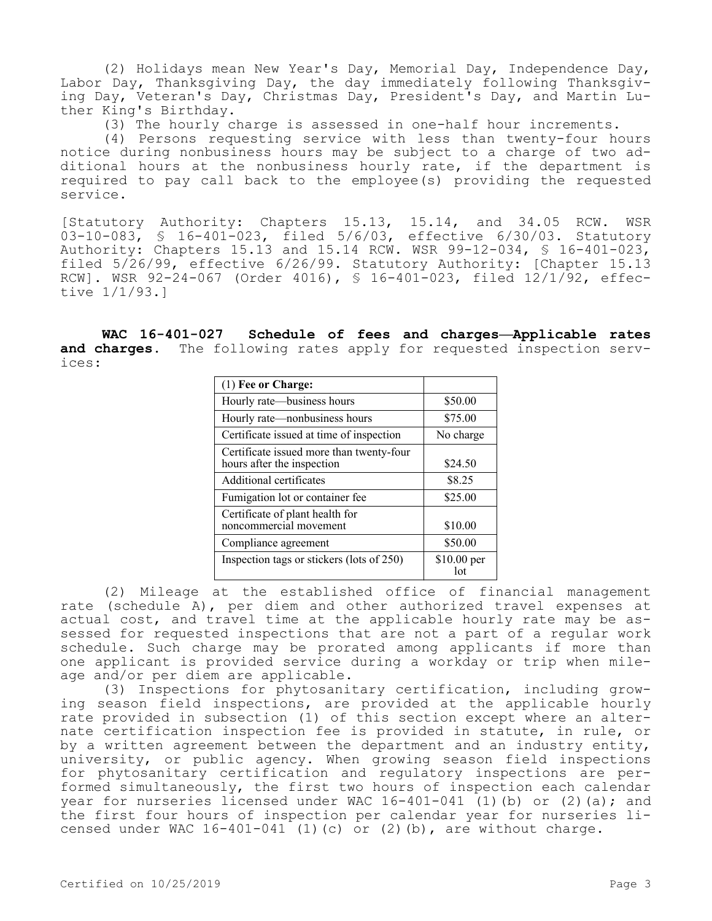(2) Holidays mean New Year's Day, Memorial Day, Independence Day, Labor Day, Thanksgiving Day, the day immediately following Thanksgiving Day, Veteran's Day, Christmas Day, President's Day, and Martin Luther King's Birthday.

(3) The hourly charge is assessed in one-half hour increments.

(4) Persons requesting service with less than twenty-four hours notice during nonbusiness hours may be subject to a charge of two additional hours at the nonbusiness hourly rate, if the department is required to pay call back to the employee(s) providing the requested service.

[Statutory Authority: Chapters 15.13, 15.14, and 34.05 RCW. WSR 03-10-083, § 16-401-023, filed 5/6/03, effective 6/30/03. Statutory Authority: Chapters 15.13 and 15.14 RCW. WSR 99-12-034, § 16-401-023, filed 5/26/99, effective 6/26/99. Statutory Authority: [Chapter 15.13 RCW]. WSR 92-24-067 (Order 4016), § 16-401-023, filed 12/1/92, effective 1/1/93.]

**WAC 16-401-027 Schedule of fees and charges—Applicable rates and charges.** The following rates apply for requested inspection services:

| (1) **Fee or Charge:** | |
|---|---|
| Hourly rate—business hours | $50.00 |
| Hourly rate—nonbusiness hours | $75.00 |
| Certificate issued at time of inspection | No charge |
| Certificate issued more than twenty-four hours after the inspection | $24.50 |
| Additional certificates | $8.25 |
| Fumigation lot or container fee | $25.00 |
| Certificate of plant health for noncommercial movement | $10.00 |
| Compliance agreement | $50.00 |
| Inspection tags or stickers (lots of 250) | $10.00 per lot |

(2) Mileage at the established office of financial management rate (schedule A), per diem and other authorized travel expenses at actual cost, and travel time at the applicable hourly rate may be assessed for requested inspections that are not a part of a regular work schedule. Such charge may be prorated among applicants if more than one applicant is provided service during a workday or trip when mileage and/or per diem are applicable.

(3) Inspections for phytosanitary certification, including growing season field inspections, are provided at the applicable hourly rate provided in subsection (1) of this section except where an alternate certification inspection fee is provided in statute, in rule, or by a written agreement between the department and an industry entity, university, or public agency. When growing season field inspections for phytosanitary certification and regulatory inspections are performed simultaneously, the first two hours of inspection each calendar year for nurseries licensed under WAC 16-401-041 (1)(b) or (2)(a); and the first four hours of inspection per calendar year for nurseries licensed under WAC 16-401-041 (1)(c) or (2)(b), are without charge.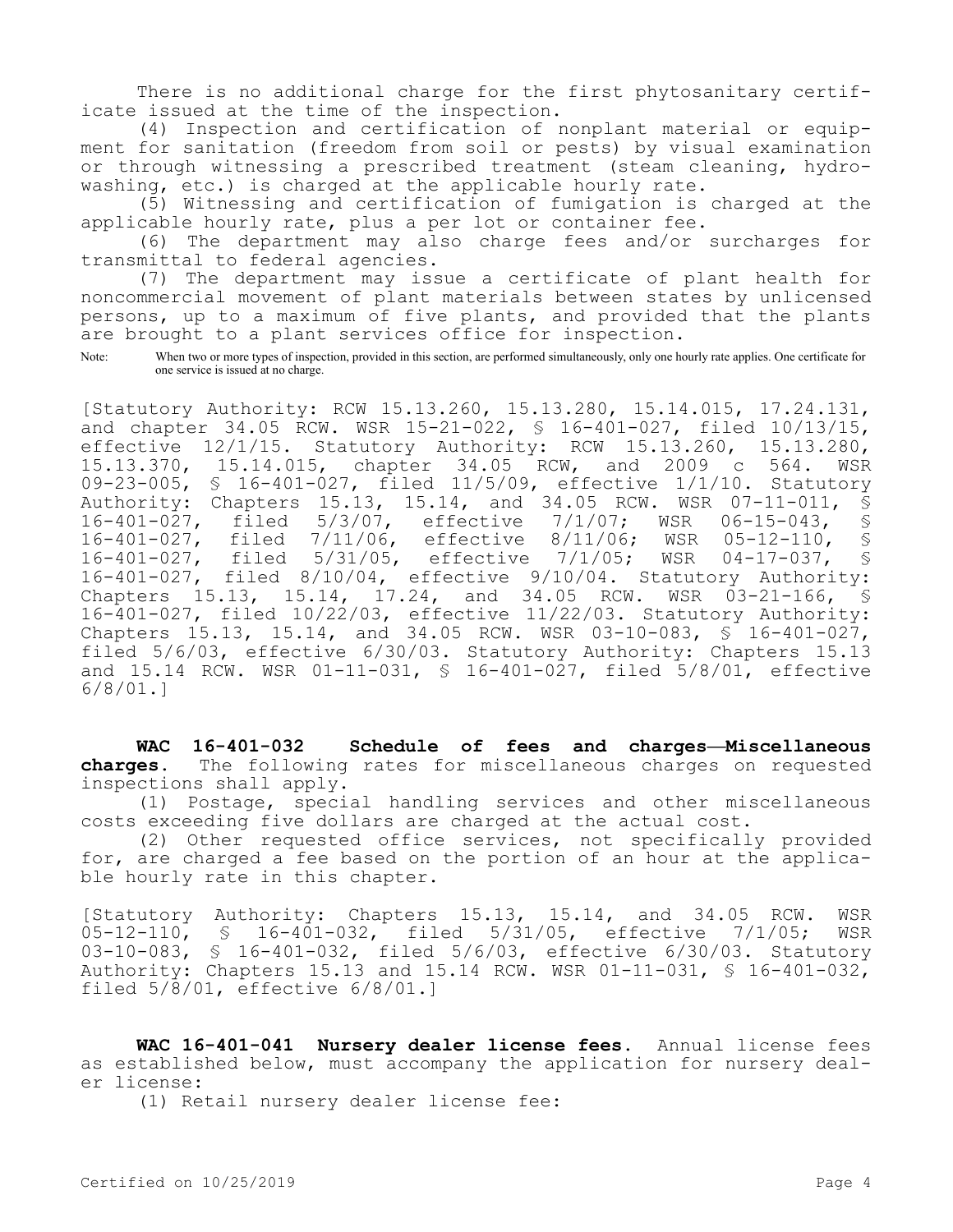There is no additional charge for the first phytosanitary certificate issued at the time of the inspection.

(4) Inspection and certification of nonplant material or equipment for sanitation (freedom from soil or pests) by visual examination or through witnessing a prescribed treatment (steam cleaning, hydrowashing, etc.) is charged at the applicable hourly rate.

(5) Witnessing and certification of fumigation is charged at the applicable hourly rate, plus a per lot or container fee.

(6) The department may also charge fees and/or surcharges for transmittal to federal agencies.

(7) The department may issue a certificate of plant health for noncommercial movement of plant materials between states by unlicensed persons, up to a maximum of five plants, and provided that the plants are brought to a plant services office for inspection.

Note: When two or more types of inspection, provided in this section, are performed simultaneously, only one hourly rate applies. One certificate for one service is issued at no charge.

[Statutory Authority: RCW 15.13.260, 15.13.280, 15.14.015, 17.24.131, and chapter 34.05 RCW. WSR 15-21-022, § 16-401-027, filed 10/13/15, effective 12/1/15. Statutory Authority: RCW 15.13.260, 15.13.280, 15.13.370, 15.14.015, chapter 34.05 RCW, and 2009 c 564. WSR 09-23-005, § 16-401-027, filed 11/5/09, effective 1/1/10. Statutory Authority: Chapters 15.13, 15.14, and 34.05 RCW. WSR 07-11-011, § 16-401-027, filed 5/3/07, effective 7/1/07; WSR 06-15-043, § 16-401-027, filed 7/11/06, effective 8/11/06; WSR 05-12-110, § 16-401-027, filed 5/31/05, effective 7/1/05; WSR 04-17-037, § 16-401-027, filed 8/10/04, effective 9/10/04. Statutory Authority: Chapters 15.13, 15.14, 17.24, and 34.05 RCW. WSR 03-21-166, § 16-401-027, filed 10/22/03, effective 11/22/03. Statutory Authority: Chapters 15.13, 15.14, and 34.05 RCW. WSR 03-10-083, § 16-401-027, filed 5/6/03, effective 6/30/03. Statutory Authority: Chapters 15.13 and 15.14 RCW. WSR 01-11-031, § 16-401-027, filed 5/8/01, effective 6/8/01.]

**WAC 16-401-032 Schedule of fees and charges—Miscellaneous charges.** The following rates for miscellaneous charges on requested inspections shall apply.

(1) Postage, special handling services and other miscellaneous costs exceeding five dollars are charged at the actual cost.

(2) Other requested office services, not specifically provided for, are charged a fee based on the portion of an hour at the applicable hourly rate in this chapter.

[Statutory Authority: Chapters 15.13, 15.14, and 34.05 RCW. WSR 05-12-110, § 16-401-032, filed 5/31/05, effective 7/1/05; WSR 03-10-083, § 16-401-032, filed 5/6/03, effective 6/30/03. Statutory Authority: Chapters 15.13 and 15.14 RCW. WSR 01-11-031, § 16-401-032, filed 5/8/01, effective 6/8/01.]

**WAC 16-401-041 Nursery dealer license fees.** Annual license fees as established below, must accompany the application for nursery dealer license:

(1) Retail nursery dealer license fee: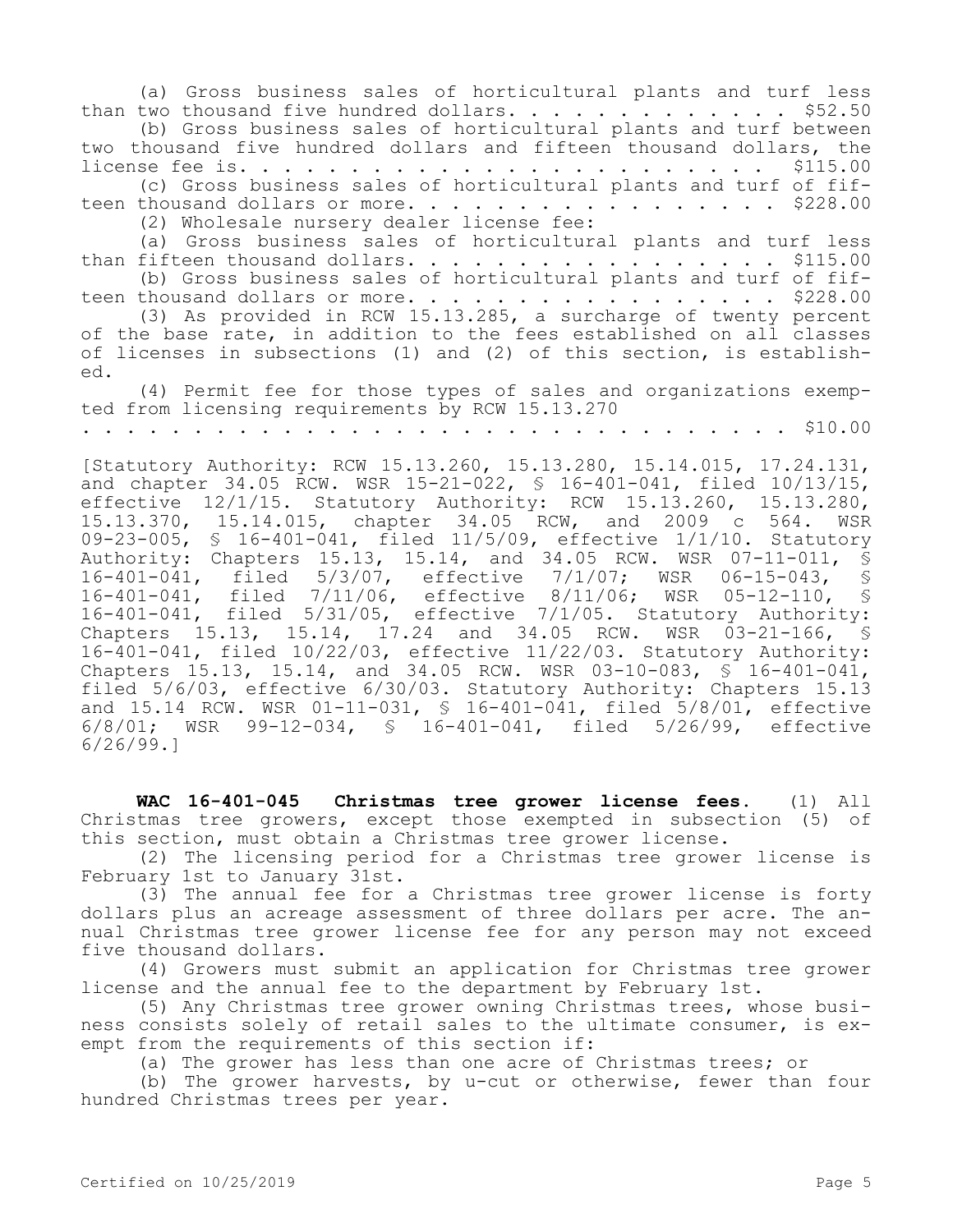(a) Gross business sales of horticultural plants and turf less than two thousand five hundred dollars. . . . . . . . . . . . . $52.50

(b) Gross business sales of horticultural plants and turf between two thousand five hundred dollars and fifteen thousand dollars, the license fee is. . . . . . . . . . . . . . . . . . . . . . . . . $115.00

(c) Gross business sales of horticultural plants and turf of fifteen thousand dollars or more. . . . . . . . . . . . . . . . . $228.00

(2) Wholesale nursery dealer license fee:

(a) Gross business sales of horticultural plants and turf less than fifteen thousand dollars. . . . . . . . . . . . . . . . . $115.00

(b) Gross business sales of horticultural plants and turf of fifteen thousand dollars or more. . . . . . . . . . . . . . . . . $228.00

(3) As provided in RCW 15.13.285, a surcharge of twenty percent of the base rate, in addition to the fees established on all classes of licenses in subsections (1) and (2) of this section, is established.

(4) Permit fee for those types of sales and organizations exempted from licensing requirements by RCW 15.13.270 . . . . . . . . . . . . . . . . . . . . . . . . . . . . . . . . . . $10.00

[Statutory Authority: RCW 15.13.260, 15.13.280, 15.14.015, 17.24.131, and chapter 34.05 RCW. WSR 15-21-022, § 16-401-041, filed 10/13/15, effective 12/1/15. Statutory Authority: RCW 15.13.260, 15.13.280, 15.13.370, 15.14.015, chapter 34.05 RCW, and 2009 c 564. WSR 09-23-005, § 16-401-041, filed 11/5/09, effective 1/1/10. Statutory Authority: Chapters 15.13, 15.14, and 34.05 RCW. WSR 07-11-011, § 16-401-041, filed 5/3/07, effective 7/1/07; WSR 06-15-043, § 16-401-041, filed 7/11/06, effective 8/11/06; WSR 05-12-110, § 16-401-041, filed 5/31/05, effective 7/1/05. Statutory Authority: Chapters 15.13, 15.14, 17.24 and 34.05 RCW. WSR 03-21-166, § 16-401-041, filed 10/22/03, effective 11/22/03. Statutory Authority: Chapters 15.13, 15.14, and 34.05 RCW. WSR 03-10-083, § 16-401-041, filed 5/6/03, effective 6/30/03. Statutory Authority: Chapters 15.13 and 15.14 RCW. WSR 01-11-031, § 16-401-041, filed 5/8/01, effective 6/8/01; WSR 99-12-034, § 16-401-041, filed 5/26/99, effective 6/26/99.]

**WAC 16-401-045 Christmas tree grower license fees.** (1) All Christmas tree growers, except those exempted in subsection (5) of this section, must obtain a Christmas tree grower license.

(2) The licensing period for a Christmas tree grower license is February 1st to January 31st.

(3) The annual fee for a Christmas tree grower license is forty dollars plus an acreage assessment of three dollars per acre. The annual Christmas tree grower license fee for any person may not exceed five thousand dollars.

(4) Growers must submit an application for Christmas tree grower license and the annual fee to the department by February 1st.

(5) Any Christmas tree grower owning Christmas trees, whose business consists solely of retail sales to the ultimate consumer, is exempt from the requirements of this section if:

(a) The grower has less than one acre of Christmas trees; or

(b) The grower harvests, by u-cut or otherwise, fewer than four hundred Christmas trees per year.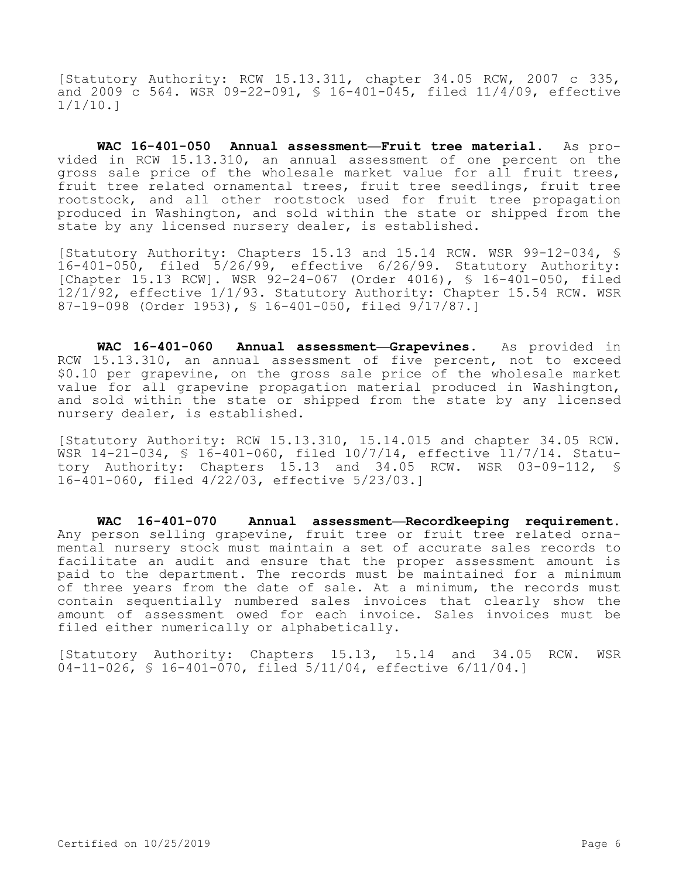[Statutory Authority: RCW 15.13.311, chapter 34.05 RCW, 2007 c 335, and 2009 c 564. WSR 09-22-091, § 16-401-045, filed 11/4/09, effective 1/1/10.]

**WAC 16-401-050 Annual assessment—Fruit tree material.** As provided in RCW 15.13.310, an annual assessment of one percent on the gross sale price of the wholesale market value for all fruit trees, fruit tree related ornamental trees, fruit tree seedlings, fruit tree rootstock, and all other rootstock used for fruit tree propagation produced in Washington, and sold within the state or shipped from the state by any licensed nursery dealer, is established.

[Statutory Authority: Chapters 15.13 and 15.14 RCW. WSR 99-12-034, § 16-401-050, filed 5/26/99, effective 6/26/99. Statutory Authority: [Chapter 15.13 RCW]. WSR 92-24-067 (Order 4016), § 16-401-050, filed 12/1/92, effective 1/1/93. Statutory Authority: Chapter 15.54 RCW. WSR 87-19-098 (Order 1953), § 16-401-050, filed 9/17/87.]

**WAC 16-401-060 Annual assessment—Grapevines.** As provided in RCW 15.13.310, an annual assessment of five percent, not to exceed $0.10 per grapevine, on the gross sale price of the wholesale market value for all grapevine propagation material produced in Washington, and sold within the state or shipped from the state by any licensed nursery dealer, is established.

[Statutory Authority: RCW 15.13.310, 15.14.015 and chapter 34.05 RCW. WSR 14-21-034, § 16-401-060, filed 10/7/14, effective 11/7/14. Statutory Authority: Chapters 15.13 and 34.05 RCW. WSR 03-09-112, § 16-401-060, filed 4/22/03, effective 5/23/03.]

**WAC 16-401-070 Annual assessment—Recordkeeping requirement.** Any person selling grapevine, fruit tree or fruit tree related ornamental nursery stock must maintain a set of accurate sales records to facilitate an audit and ensure that the proper assessment amount is paid to the department. The records must be maintained for a minimum of three years from the date of sale. At a minimum, the records must contain sequentially numbered sales invoices that clearly show the amount of assessment owed for each invoice. Sales invoices must be filed either numerically or alphabetically.

[Statutory Authority: Chapters 15.13, 15.14 and 34.05 RCW. WSR 04-11-026, § 16-401-070, filed 5/11/04, effective 6/11/04.]